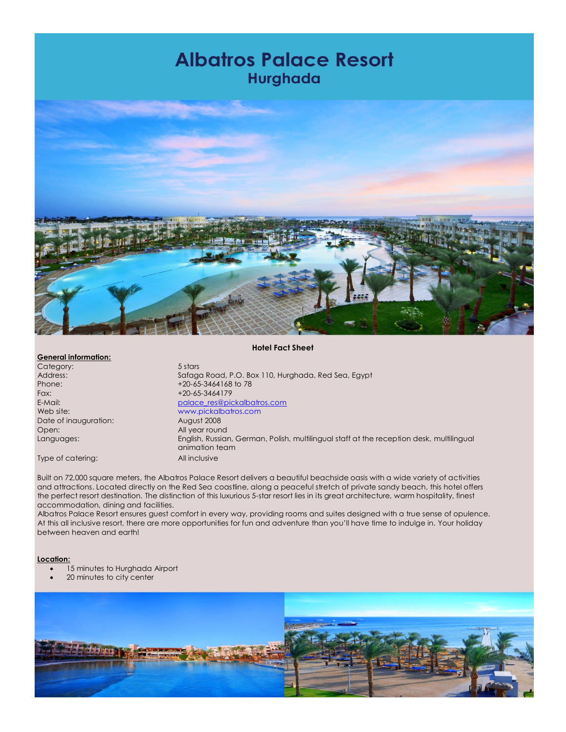# Albatros Palace Resort
## Hurghada

**Hotel Fact Sheet**

**General information:**

| | |
|---|---|
| Category: | 5 stars |
| Address: | Safaga Road, P.O. Box 110, Hurghada, Red Sea, Egypt |
| Phone: | +20-65-3464168 to 78 |
| Fax: | +20-65-3464179 |
| E-Mail: | palace_res@pickalbatros.com |
| Web site: | www.pickalbatros.com |
| Date of inauguration: | August 2008 |
| Open: | All year round |
| Languages: | English, Russian, German, Polish, multilingual staff at the reception desk, multilingual animation team |
| Type of catering: | All inclusive |

Built on 72,000 square meters, the Albatros Palace Resort delivers a beautiful beachside oasis with a wide variety of activities and attractions. Located directly on the Red Sea coastline, along a peaceful stretch of private sandy beach, this hotel offers the perfect resort destination. The distinction of this luxurious 5-star resort lies in its great architecture, warm hospitality, finest accommodation, dining and facilities.
Albatros Palace Resort ensures guest comfort in every way, providing rooms and suites designed with a true sense of opulence. At this all inclusive resort, there are more opportunities for fun and adventure than you'll have time to indulge in. Your holiday between heaven and earth!

**Location:**

- 15 minutes to Hurghada Airport
- 20 minutes to city center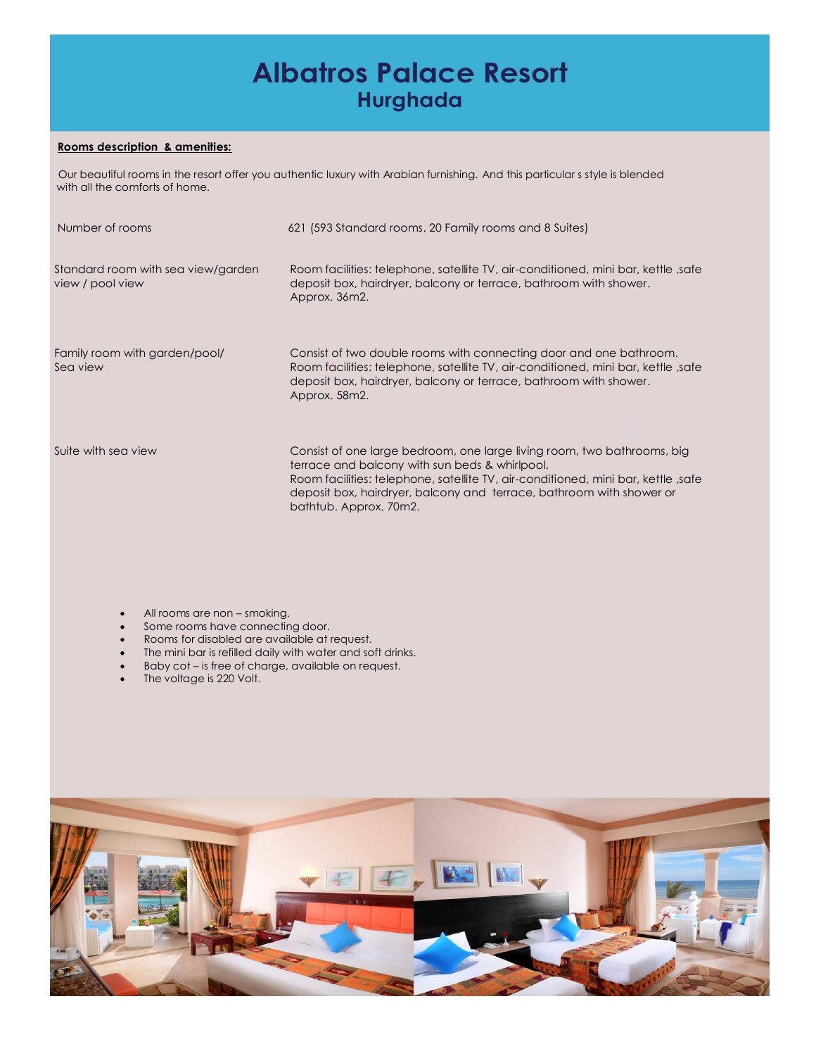# Albatros Palace Resort
## Hurghada

**Rooms description & amenities:**

Our beautiful rooms in the resort offer you authentic luxury with Arabian furnishing. And this particular s style is blended with all the comforts of home.

| | |
|---|---|
| Number of rooms | 621 (593 Standard rooms, 20 Family rooms and 8 Suites) |
| Standard room with sea view/garden view / pool view | Room facilities: telephone, satellite TV, air-conditioned, mini bar, kettle ,safe deposit box, hairdryer, balcony or terrace, bathroom with shower. Approx. 36m2. |
| Family room with garden/pool/ Sea view | Consist of two double rooms with connecting door and one bathroom. Room facilities: telephone, satellite TV, air-conditioned, mini bar, kettle ,safe deposit box, hairdryer, balcony or terrace, bathroom with shower. Approx. 58m2. |
| Suite with sea view | Consist of one large bedroom, one large living room, two bathrooms, big terrace and balcony with sun beds & whirlpool. Room facilities: telephone, satellite TV, air-conditioned, mini bar, kettle ,safe deposit box, hairdryer, balcony and terrace, bathroom with shower or bathtub. Approx. 70m2. |

- All rooms are non – smoking.
- Some rooms have connecting door.
- Rooms for disabled are available at request.
- The mini bar is refilled daily with water and soft drinks.
- Baby cot – is free of charge, available on request.
- The voltage is 220 Volt.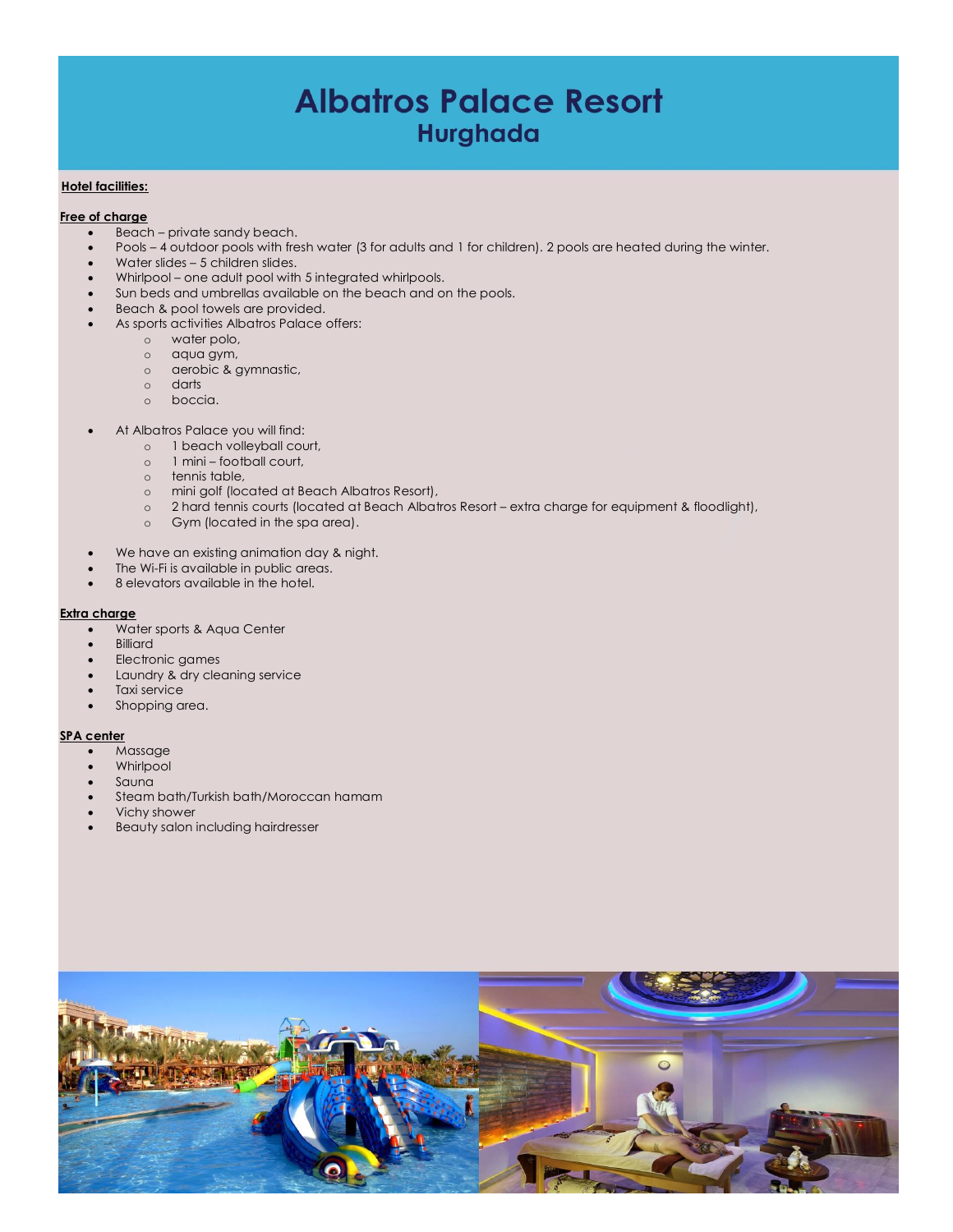# Albatros Palace Resort
## Hurghada

**Hotel facilities:**

**Free of charge**

- Beach – private sandy beach.
- Pools – 4 outdoor pools with fresh water (3 for adults and 1 for children). 2 pools are heated during the winter.
- Water slides – 5 children slides.
- Whirlpool – one adult pool with 5 integrated whirlpools.
- Sun beds and umbrellas available on the beach and on the pools.
- Beach & pool towels are provided.
- As sports activities Albatros Palace offers:
  - water polo,
  - aqua gym,
  - aerobic & gymnastic,
  - darts
  - boccia.
- At Albatros Palace you will find:
  - 1 beach volleyball court,
  - 1 mini – football court,
  - tennis table,
  - mini golf (located at Beach Albatros Resort),
  - 2 hard tennis courts (located at Beach Albatros Resort – extra charge for equipment & floodlight),
  - Gym (located in the spa area).
- We have an existing animation day & night.
- The Wi-Fi is available in public areas.
- 8 elevators available in the hotel.

**Extra charge**

- Water sports & Aqua Center
- Billiard
- Electronic games
- Laundry & dry cleaning service
- Taxi service
- Shopping area.

**SPA center**

- Massage
- Whirlpool
- Sauna
- Steam bath/Turkish bath/Moroccan hamam
- Vichy shower
- Beauty salon including hairdresser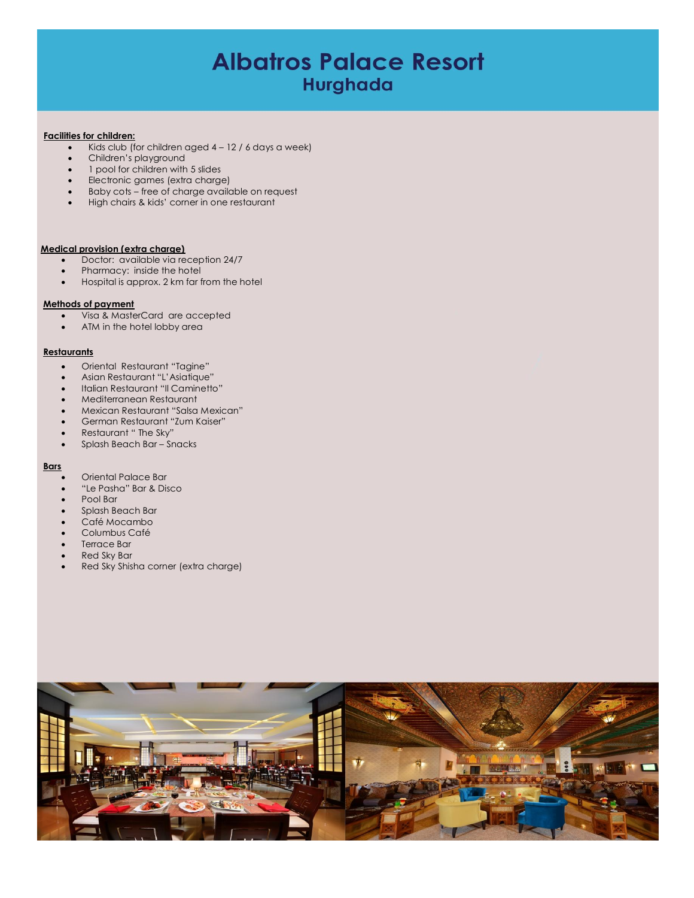# Albatros Palace Resort
## Hurghada

**Facilities for children:**

- Kids club (for children aged 4 – 12 / 6 days a week)
- Children's playground
- 1 pool for children with 5 slides
- Electronic games (extra charge)
- Baby cots – free of charge available on request
- High chairs & kids' corner in one restaurant

**Medical provision (extra charge)**

- Doctor: available via reception 24/7
- Pharmacy: inside the hotel
- Hospital is approx. 2 km far from the hotel

**Methods of payment**

- Visa & MasterCard are accepted
- ATM in the hotel lobby area

**Restaurants**

- Oriental Restaurant "Tagine"
- Asian Restaurant "L'Asiatique"
- Italian Restaurant "Il Caminetto"
- Mediterranean Restaurant
- Mexican Restaurant "Salsa Mexican"
- German Restaurant "Zum Kaiser"
- Restaurant " The Sky"
- Splash Beach Bar – Snacks

**Bars**

- Oriental Palace Bar
- "Le Pasha" Bar & Disco
- Pool Bar
- Splash Beach Bar
- Café Mocambo
- Columbus Café
- Terrace Bar
- Red Sky Bar
- Red Sky Shisha corner (extra charge)